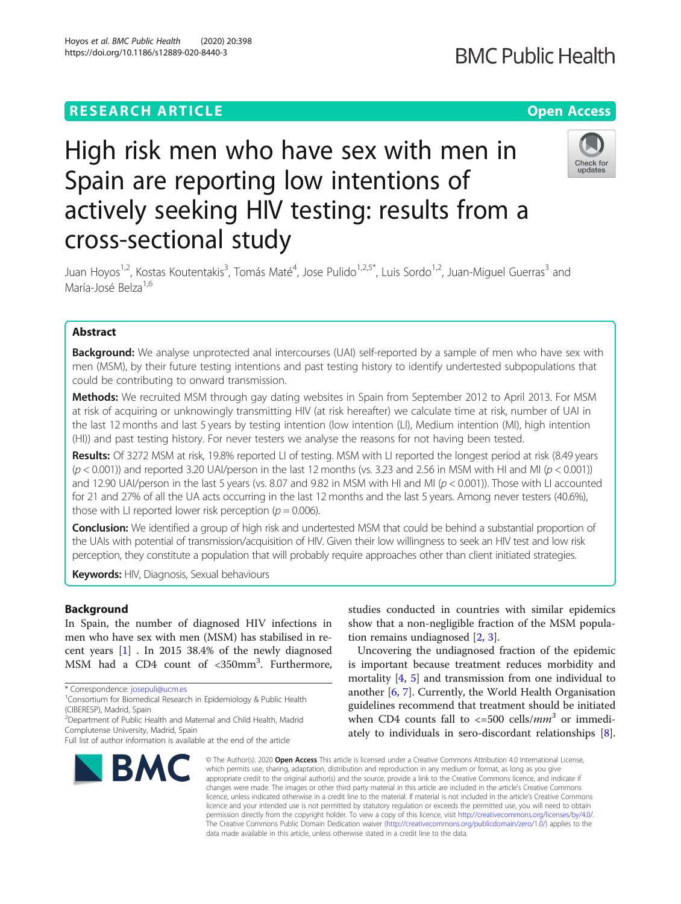RESEARCH ARTICLE

Open Access

# High risk men who have sex with men in Spain are reporting low intentions of actively seeking HIV testing: results from a cross-sectional study

Juan Hoyos[1,2], Kostas Koutentakis[3], Tomás Maté[4], Jose Pulido[1,2,5*], Luis Sordo[1,2], Juan-Miguel Guerras[3] and María-José Belza[1,6]

## Abstract

**Background:** We analyse unprotected anal intercourses (UAI) self-reported by a sample of men who have sex with men (MSM), by their future testing intentions and past testing history to identify undertested subpopulations that could be contributing to onward transmission.

**Methods:** We recruited MSM through gay dating websites in Spain from September 2012 to April 2013. For MSM at risk of acquiring or unknowingly transmitting HIV (at risk hereafter) we calculate time at risk, number of UAI in the last 12 months and last 5 years by testing intention (low intention (LI), Medium intention (MI), high intention (HI)) and past testing history. For never testers we analyse the reasons for not having been tested.

**Results:** Of 3272 MSM at risk, 19.8% reported LI of testing. MSM with LI reported the longest period at risk (8.49 years ($p < 0.001$)) and reported 3.20 UAI/person in the last 12 months (vs. 3.23 and 2.56 in MSM with HI and MI ($p < 0.001$)) and 12.90 UAI/person in the last 5 years (vs. 8.07 and 9.82 in MSM with HI and MI ($p < 0.001$)). Those with LI accounted for 21 and 27% of all the UA acts occurring in the last 12 months and the last 5 years. Among never testers (40.6%), those with LI reported lower risk perception ($p = 0.006$).

**Conclusion:** We identified a group of high risk and undertested MSM that could be behind a substantial proportion of the UAIs with potential of transmission/acquisition of HIV. Given their low willingness to seek an HIV test and low risk perception, they constitute a population that will probably require approaches other than client initiated strategies.

**Keywords:** HIV, Diagnosis, Sexual behaviours

## Background

In Spain, the number of diagnosed HIV infections in men who have sex with men (MSM) has stabilised in recent years [1] . In 2015 38.4% of the newly diagnosed MSM had a CD4 count of <350mm$^3$. Furthermore, studies conducted in countries with similar epidemics show that a non-negligible fraction of the MSM population remains undiagnosed [2, 3].

Uncovering the undiagnosed fraction of the epidemic is important because treatment reduces morbidity and mortality [4, 5] and transmission from one individual to another [6, 7]. Currently, the World Health Organisation guidelines recommend that treatment should be initiated when CD4 counts fall to <=500 cells/$mm^3$ or immediately to individuals in sero-discordant relationships [8].

\* Correspondence: josepuli@ucm.es
[1]Consortium for Biomedical Research in Epidemiology & Public Health (CIBERESP), Madrid, Spain
[2]Department of Public Health and Maternal and Child Health, Madrid Complutense University, Madrid, Spain
Full list of author information is available at the end of the article

© The Author(s). 2020 **Open Access** This article is licensed under a Creative Commons Attribution 4.0 International License, which permits use, sharing, adaptation, distribution and reproduction in any medium or format, as long as you give appropriate credit to the original author(s) and the source, provide a link to the Creative Commons licence, and indicate if changes were made. The images or other third party material in this article are included in the article's Creative Commons licence, unless indicated otherwise in a credit line to the material. If material is not included in the article's Creative Commons licence and your intended use is not permitted by statutory regulation or exceeds the permitted use, you will need to obtain permission directly from the copyright holder. To view a copy of this licence, visit http://creativecommons.org/licenses/by/4.0/. The Creative Commons Public Domain Dedication waiver (http://creativecommons.org/publicdomain/zero/1.0/) applies to the data made available in this article, unless otherwise stated in a credit line to the data.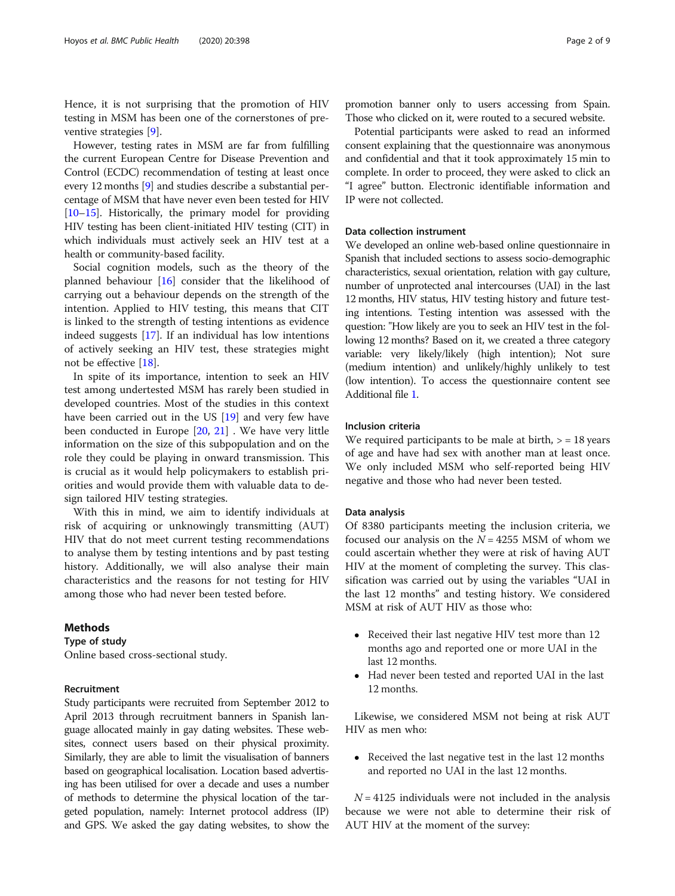Hence, it is not surprising that the promotion of HIV testing in MSM has been one of the cornerstones of preventive strategies [9].

However, testing rates in MSM are far from fulfilling the current European Centre for Disease Prevention and Control (ECDC) recommendation of testing at least once every 12 months [9] and studies describe a substantial percentage of MSM that have never even been tested for HIV [10–15]. Historically, the primary model for providing HIV testing has been client-initiated HIV testing (CIT) in which individuals must actively seek an HIV test at a health or community-based facility.

Social cognition models, such as the theory of the planned behaviour [16] consider that the likelihood of carrying out a behaviour depends on the strength of the intention. Applied to HIV testing, this means that CIT is linked to the strength of testing intentions as evidence indeed suggests [17]. If an individual has low intentions of actively seeking an HIV test, these strategies might not be effective [18].

In spite of its importance, intention to seek an HIV test among undertested MSM has rarely been studied in developed countries. Most of the studies in this context have been carried out in the US [19] and very few have been conducted in Europe [20, 21] . We have very little information on the size of this subpopulation and on the role they could be playing in onward transmission. This is crucial as it would help policymakers to establish priorities and would provide them with valuable data to design tailored HIV testing strategies.

With this in mind, we aim to identify individuals at risk of acquiring or unknowingly transmitting (AUT) HIV that do not meet current testing recommendations to analyse them by testing intentions and by past testing history. Additionally, we will also analyse their main characteristics and the reasons for not testing for HIV among those who had never been tested before.

## Methods

### Type of study

Online based cross-sectional study.

### Recruitment

Study participants were recruited from September 2012 to April 2013 through recruitment banners in Spanish language allocated mainly in gay dating websites. These websites, connect users based on their physical proximity. Similarly, they are able to limit the visualisation of banners based on geographical localisation. Location based advertising has been utilised for over a decade and uses a number of methods to determine the physical location of the targeted population, namely: Internet protocol address (IP) and GPS. We asked the gay dating websites, to show the promotion banner only to users accessing from Spain. Those who clicked on it, were routed to a secured website.

Potential participants were asked to read an informed consent explaining that the questionnaire was anonymous and confidential and that it took approximately 15 min to complete. In order to proceed, they were asked to click an "I agree" button. Electronic identifiable information and IP were not collected.

### Data collection instrument

We developed an online web-based online questionnaire in Spanish that included sections to assess socio-demographic characteristics, sexual orientation, relation with gay culture, number of unprotected anal intercourses (UAI) in the last 12 months, HIV status, HIV testing history and future testing intentions. Testing intention was assessed with the question: "How likely are you to seek an HIV test in the following 12 months? Based on it, we created a three category variable: very likely/likely (high intention); Not sure (medium intention) and unlikely/highly unlikely to test (low intention). To access the questionnaire content see Additional file 1.

### Inclusion criteria

We required participants to be male at birth, > = 18 years of age and have had sex with another man at least once. We only included MSM who self-reported being HIV negative and those who had never been tested.

### Data analysis

Of 8380 participants meeting the inclusion criteria, we focused our analysis on the $N = 4255$ MSM of whom we could ascertain whether they were at risk of having AUT HIV at the moment of completing the survey. This classification was carried out by using the variables "UAI in the last 12 months" and testing history. We considered MSM at risk of AUT HIV as those who:

- Received their last negative HIV test more than 12 months ago and reported one or more UAI in the last 12 months.
- Had never been tested and reported UAI in the last 12 months.

Likewise, we considered MSM not being at risk AUT HIV as men who:

- Received the last negative test in the last 12 months and reported no UAI in the last 12 months.

$N = 4125$ individuals were not included in the analysis because we were not able to determine their risk of AUT HIV at the moment of the survey: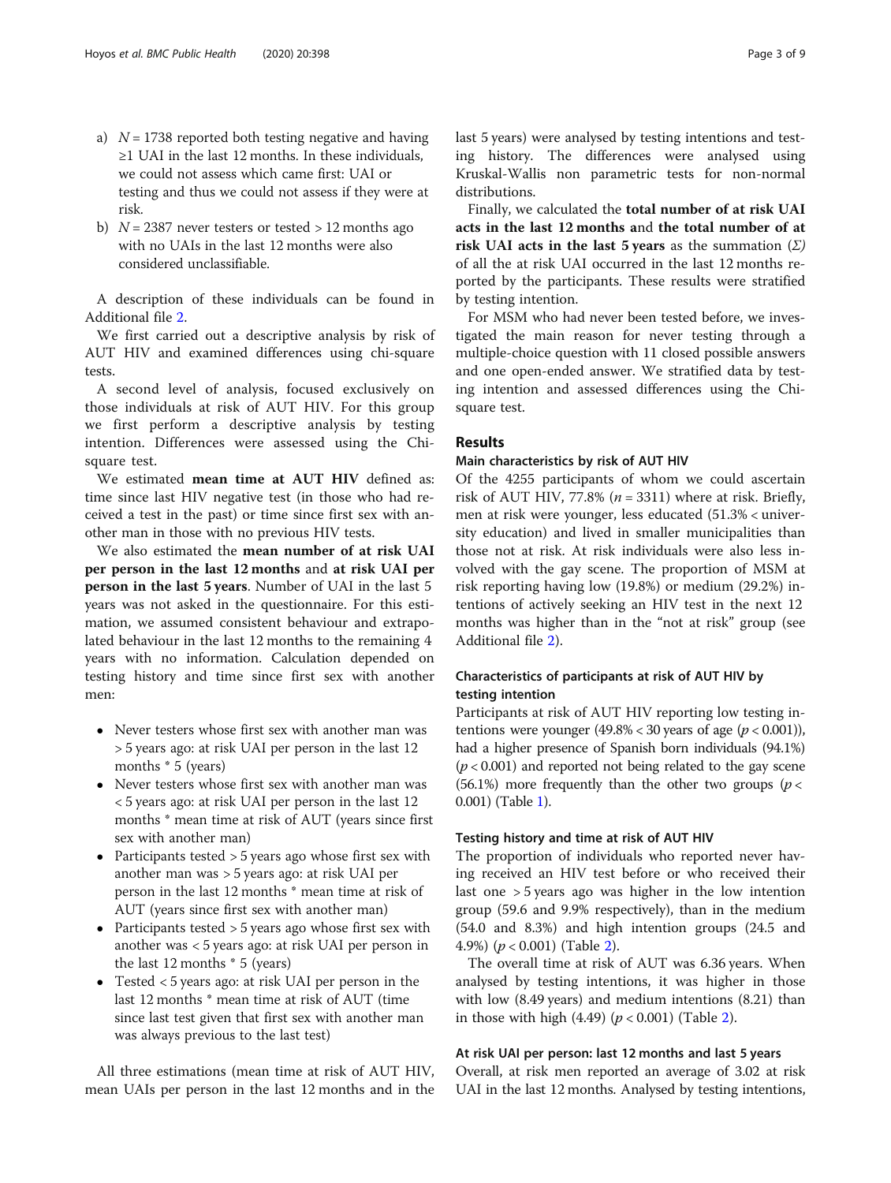a) $N = 1738$ reported both testing negative and having ≥1 UAI in the last 12 months. In these individuals, we could not assess which came first: UAI or testing and thus we could not assess if they were at risk.
b) $N = 2387$ never testers or tested > 12 months ago with no UAIs in the last 12 months were also considered unclassifiable.

A description of these individuals can be found in Additional file 2.

We first carried out a descriptive analysis by risk of AUT HIV and examined differences using chi-square tests.

A second level of analysis, focused exclusively on those individuals at risk of AUT HIV. For this group we first perform a descriptive analysis by testing intention. Differences were assessed using the Chi-square test.

We estimated **mean time at AUT HIV** defined as: time since last HIV negative test (in those who had received a test in the past) or time since first sex with another man in those with no previous HIV tests.

We also estimated the **mean number of at risk UAI per person in the last 12 months** and **at risk UAI per person in the last 5 years**. Number of UAI in the last 5 years was not asked in the questionnaire. For this estimation, we assumed consistent behaviour and extrapolated behaviour in the last 12 months to the remaining 4 years with no information. Calculation depended on testing history and time since first sex with another men:

- Never testers whose first sex with another man was > 5 years ago: at risk UAI per person in the last 12 months * 5 (years)
- Never testers whose first sex with another man was < 5 years ago: at risk UAI per person in the last 12 months * mean time at risk of AUT (years since first sex with another man)
- Participants tested > 5 years ago whose first sex with another man was > 5 years ago: at risk UAI per person in the last 12 months * mean time at risk of AUT (years since first sex with another man)
- Participants tested > 5 years ago whose first sex with another was < 5 years ago: at risk UAI per person in the last 12 months * 5 (years)
- Tested < 5 years ago: at risk UAI per person in the last 12 months * mean time at risk of AUT (time since last test given that first sex with another man was always previous to the last test)

All three estimations (mean time at risk of AUT HIV, mean UAIs per person in the last 12 months and in the last 5 years) were analysed by testing intentions and testing history. The differences were analysed using Kruskal-Wallis non parametric tests for non-normal distributions.

Finally, we calculated the **total number of at risk UAI acts in the last 12 months** and **the total number of at risk UAI acts in the last 5 years** as the summation ($\Sigma$) of all the at risk UAI occurred in the last 12 months reported by the participants. These results were stratified by testing intention.

For MSM who had never been tested before, we investigated the main reason for never testing through a multiple-choice question with 11 closed possible answers and one open-ended answer. We stratified data by testing intention and assessed differences using the Chi-square test.

## Results

### Main characteristics by risk of AUT HIV

Of the 4255 participants of whom we could ascertain risk of AUT HIV, 77.8% ($n = 3311$) where at risk. Briefly, men at risk were younger, less educated (51.3% < university education) and lived in smaller municipalities than those not at risk. At risk individuals were also less involved with the gay scene. The proportion of MSM at risk reporting having low (19.8%) or medium (29.2%) intentions of actively seeking an HIV test in the next 12 months was higher than in the "not at risk" group (see Additional file 2).

### Characteristics of participants at risk of AUT HIV by testing intention

Participants at risk of AUT HIV reporting low testing intentions were younger (49.8% < 30 years of age ($p < 0.001$)), had a higher presence of Spanish born individuals (94.1%) ($p < 0.001$) and reported not being related to the gay scene (56.1%) more frequently than the other two groups ($p < 0.001$) (Table 1).

### Testing history and time at risk of AUT HIV

The proportion of individuals who reported never having received an HIV test before or who received their last one > 5 years ago was higher in the low intention group (59.6 and 9.9% respectively), than in the medium (54.0 and 8.3%) and high intention groups (24.5 and 4.9%) ($p < 0.001$) (Table 2).

The overall time at risk of AUT was 6.36 years. When analysed by testing intentions, it was higher in those with low (8.49 years) and medium intentions (8.21) than in those with high (4.49) ($p < 0.001$) (Table 2).

### At risk UAI per person: last 12 months and last 5 years

Overall, at risk men reported an average of 3.02 at risk UAI in the last 12 months. Analysed by testing intentions,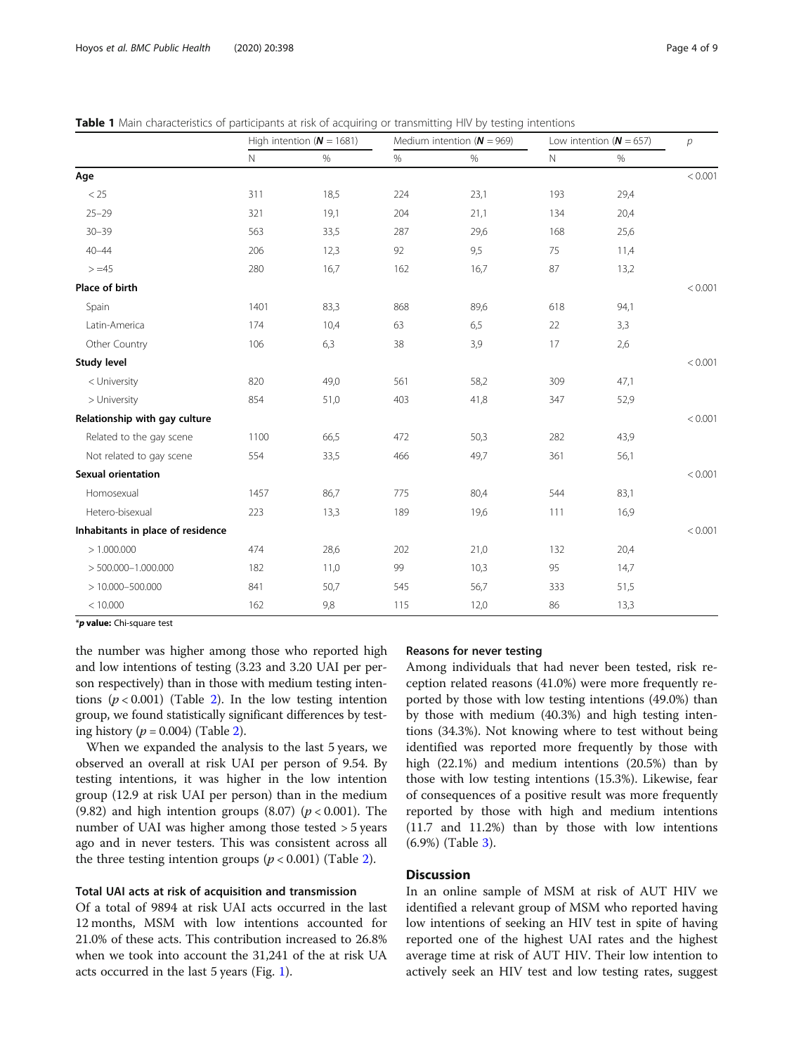**Table 1** Main characteristics of participants at risk of acquiring or transmitting HIV by testing intentions

| | High intention (**N** = 1681) | | Medium intention (**N** = 969) | | Low intention (**N** = 657) | | *p* |
|---|---|---|---|---|---|---|---|
| | N | % | % | % | N | % | |
| **Age** | | | | | | | < 0.001 |
| < 25 | 311 | 18,5 | 224 | 23,1 | 193 | 29,4 | |
| 25–29 | 321 | 19,1 | 204 | 21,1 | 134 | 20,4 | |
| 30–39 | 563 | 33,5 | 287 | 29,6 | 168 | 25,6 | |
| 40–44 | 206 | 12,3 | 92 | 9,5 | 75 | 11,4 | |
| > =45 | 280 | 16,7 | 162 | 16,7 | 87 | 13,2 | |
| **Place of birth** | | | | | | | < 0.001 |
| Spain | 1401 | 83,3 | 868 | 89,6 | 618 | 94,1 | |
| Latin-America | 174 | 10,4 | 63 | 6,5 | 22 | 3,3 | |
| Other Country | 106 | 6,3 | 38 | 3,9 | 17 | 2,6 | |
| **Study level** | | | | | | | < 0.001 |
| < University | 820 | 49,0 | 561 | 58,2 | 309 | 47,1 | |
| > University | 854 | 51,0 | 403 | 41,8 | 347 | 52,9 | |
| **Relationship with gay culture** | | | | | | | < 0.001 |
| Related to the gay scene | 1100 | 66,5 | 472 | 50,3 | 282 | 43,9 | |
| Not related to gay scene | 554 | 33,5 | 466 | 49,7 | 361 | 56,1 | |
| **Sexual orientation** | | | | | | | < 0.001 |
| Homosexual | 1457 | 86,7 | 775 | 80,4 | 544 | 83,1 | |
| Hetero-bisexual | 223 | 13,3 | 189 | 19,6 | 111 | 16,9 | |
| **Inhabitants in place of residence** | | | | | | | < 0.001 |
| > 1.000.000 | 474 | 28,6 | 202 | 21,0 | 132 | 20,4 | |
| > 500.000–1.000.000 | 182 | 11,0 | 99 | 10,3 | 95 | 14,7 | |
| > 10.000–500.000 | 841 | 50,7 | 545 | 56,7 | 333 | 51,5 | |
| < 10.000 | 162 | 9,8 | 115 | 12,0 | 86 | 13,3 | |

\***p value:** Chi-square test

the number was higher among those who reported high and low intentions of testing (3.23 and 3.20 UAI per person respectively) than in those with medium testing intentions ($p < 0.001$) (Table 2). In the low testing intention group, we found statistically significant differences by testing history ($p = 0.004$) (Table 2).

When we expanded the analysis to the last 5 years, we observed an overall at risk UAI per person of 9.54. By testing intentions, it was higher in the low intention group (12.9 at risk UAI per person) than in the medium (9.82) and high intention groups (8.07) ($p < 0.001$). The number of UAI was higher among those tested > 5 years ago and in never testers. This was consistent across all the three testing intention groups ($p < 0.001$) (Table 2).

### Total UAI acts at risk of acquisition and transmission

Of a total of 9894 at risk UAI acts occurred in the last 12 months, MSM with low intentions accounted for 21.0% of these acts. This contribution increased to 26.8% when we took into account the 31,241 of the at risk UA acts occurred in the last 5 years (Fig. 1).

### Reasons for never testing

Among individuals that had never been tested, risk reception related reasons (41.0%) were more frequently reported by those with low testing intentions (49.0%) than by those with medium (40.3%) and high testing intentions (34.3%). Not knowing where to test without being identified was reported more frequently by those with high (22.1%) and medium intentions (20.5%) than by those with low testing intentions (15.3%). Likewise, fear of consequences of a positive result was more frequently reported by those with high and medium intentions (11.7 and 11.2%) than by those with low intentions (6.9%) (Table 3).

## Discussion

In an online sample of MSM at risk of AUT HIV we identified a relevant group of MSM who reported having low intentions of seeking an HIV test in spite of having reported one of the highest UAI rates and the highest average time at risk of AUT HIV. Their low intention to actively seek an HIV test and low testing rates, suggest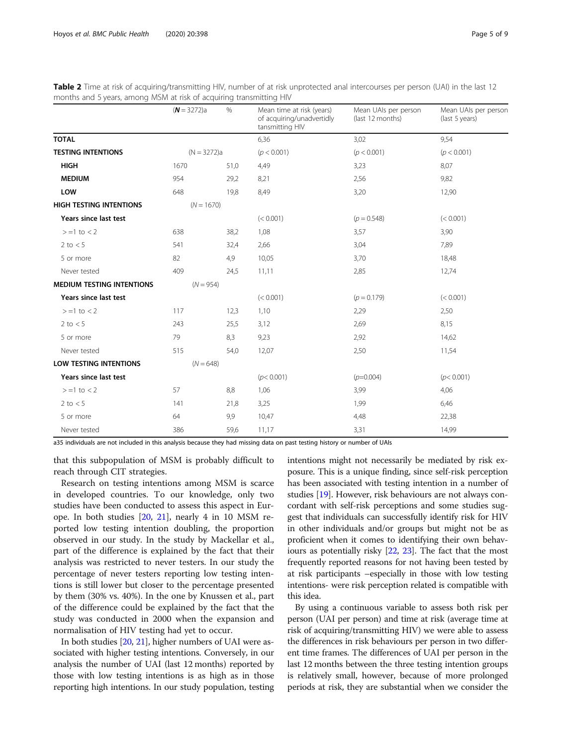**Table 2** Time at risk of acquiring/transmitting HIV, number of at risk unprotected anal intercourses per person (UAI) in the last 12 months and 5 years, among MSM at risk of acquiring transmitting HIV

| | (**N** = 3272)a | % | Mean time at risk (years) of acquiring/unadvertidly tansmitting HIV | Mean UAIs per person (last 12 months) | Mean UAIs per person (last 5 years) |
|---|---|---|---|---|---|
| **TOTAL** | | | 6,36 | 3,02 | 9,54 |
| **TESTING INTENTIONS** | (N = 3272)a | | ($p < 0.001$) | ($p < 0.001$) | ($p < 0.001$) |
| **HIGH** | 1670 | 51,0 | 4,49 | 3,23 | 8,07 |
| **MEDIUM** | 954 | 29,2 | 8,21 | 2,56 | 9,82 |
| **LOW** | 648 | 19,8 | 8,49 | 3,20 | 12,90 |
| **HIGH TESTING INTENTIONS** | ($N = 1670$) | | | | |
| **Years since last test** | | | (< 0.001) | ($p = 0.548$) | (< 0.001) |
| > =1 to < 2 | 638 | 38,2 | 1,08 | 3,57 | 3,90 |
| 2 to < 5 | 541 | 32,4 | 2,66 | 3,04 | 7,89 |
| 5 or more | 82 | 4,9 | 10,05 | 3,70 | 18,48 |
| Never tested | 409 | 24,5 | 11,11 | 2,85 | 12,74 |
| **MEDIUM TESTING INTENTIONS** | ($N = 954$) | | | | |
| **Years since last test** | | | (< 0.001) | ($p = 0.179$) | (< 0.001) |
| > =1 to < 2 | 117 | 12,3 | 1,10 | 2,29 | 2,50 |
| 2 to < 5 | 243 | 25,5 | 3,12 | 2,69 | 8,15 |
| 5 or more | 79 | 8,3 | 9,23 | 2,92 | 14,62 |
| Never tested | 515 | 54,0 | 12,07 | 2,50 | 11,54 |
| **LOW TESTING INTENTIONS** | ($N = 648$) | | | | |
| **Years since last test** | | | ($p$< 0.001) | ($p$=0.004) | ($p$< 0.001) |
| > =1 to < 2 | 57 | 8,8 | 1,06 | 3,99 | 4,06 |
| 2 to < 5 | 141 | 21,8 | 3,25 | 1,99 | 6,46 |
| 5 or more | 64 | 9,9 | 10,47 | 4,48 | 22,38 |
| Never tested | 386 | 59,6 | 11,17 | 3,31 | 14,99 |

a35 individuals are not included in this analysis because they had missing data on past testing history or number of UAIs

that this subpopulation of MSM is probably difficult to reach through CIT strategies.

Research on testing intentions among MSM is scarce in developed countries. To our knowledge, only two studies have been conducted to assess this aspect in Europe. In both studies [20, 21], nearly 4 in 10 MSM reported low testing intention doubling, the proportion observed in our study. In the study by Mackellar et al., part of the difference is explained by the fact that their analysis was restricted to never testers. In our study the percentage of never testers reporting low testing intentions is still lower but closer to the percentage presented by them (30% vs. 40%). In the one by Knussen et al., part of the difference could be explained by the fact that the study was conducted in 2000 when the expansion and normalisation of HIV testing had yet to occur.

In both studies [20, 21], higher numbers of UAI were associated with higher testing intentions. Conversely, in our analysis the number of UAI (last 12 months) reported by those with low testing intentions is as high as in those reporting high intentions. In our study population, testing intentions might not necessarily be mediated by risk exposure. This is a unique finding, since self-risk perception has been associated with testing intention in a number of studies [19]. However, risk behaviours are not always concordant with self-risk perceptions and some studies suggest that individuals can successfully identify risk for HIV in other individuals and/or groups but might not be as proficient when it comes to identifying their own behaviours as potentially risky [22, 23]. The fact that the most frequently reported reasons for not having been tested by at risk participants –especially in those with low testing intentions- were risk perception related is compatible with this idea.

By using a continuous variable to assess both risk per person (UAI per person) and time at risk (average time at risk of acquiring/transmitting HIV) we were able to assess the differences in risk behaviours per person in two different time frames. The differences of UAI per person in the last 12 months between the three testing intention groups is relatively small, however, because of more prolonged periods at risk, they are substantial when we consider the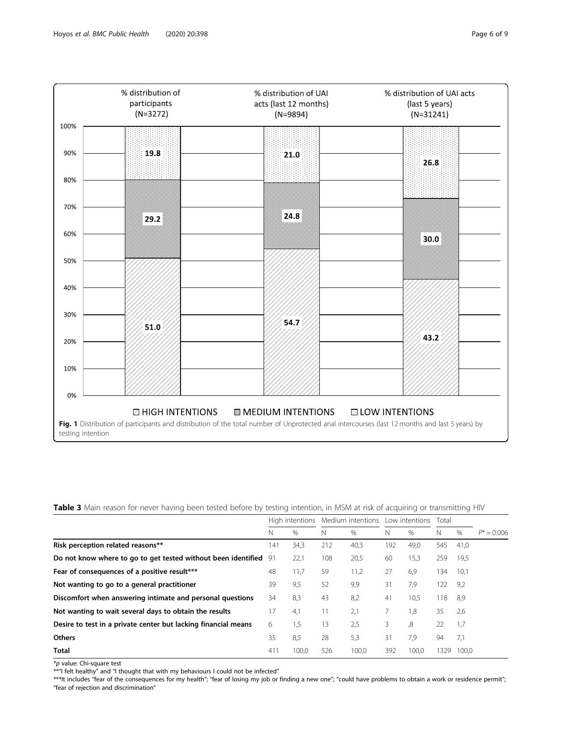Fig. 1 Distribution of participants and distribution of the total number of Unprotected anal intercourses (last 12 months and last 5 years) by testing intention

**Table 3** Main reason for never having been tested before by testing intention, in MSM at risk of acquiring or transmitting HIV

| | High intentions | | Medium intentions | | Low intentions | | Total | | |
|---|---|---|---|---|---|---|---|---|---|
| | N | % | N | % | N | % | N | % | $P^* = 0.006$ |
| **Risk perception related reasons**** | 141 | 34,3 | 212 | 40,3 | 192 | 49,0 | 545 | 41,0 | |
| **Do not know where to go to get tested without been identified** | 91 | 22,1 | 108 | 20,5 | 60 | 15,3 | 259 | 19,5 | |
| **Fear of consequences of a positive result***** | 48 | 11,7 | 59 | 11,2 | 27 | 6,9 | 134 | 10,1 | |
| **Not wanting to go to a general practitioner** | 39 | 9,5 | 52 | 9,9 | 31 | 7,9 | 122 | 9,2 | |
| **Discomfort when answering intimate and personal questions** | 34 | 8,3 | 43 | 8,2 | 41 | 10,5 | 118 | 8,9 | |
| **Not wanting to wait several days to obtain the results** | 17 | 4,1 | 11 | 2,1 | 7 | 1,8 | 35 | 2,6 | |
| **Desire to test in a private center but lacking financial means** | 6 | 1,5 | 13 | 2,5 | 3 | ,8 | 22 | 1,7 | |
| **Others** | 35 | 8,5 | 28 | 5,3 | 31 | 7,9 | 94 | 7,1 | |
| **Total** | 411 | 100,0 | 526 | 100,0 | 392 | 100,0 | 1329 | 100,0 | |

*p value: Chi-square test

**"I felt healthy" and "I thought that with my behaviours I could not be infected"

***It includes "fear of the consequences for my health"; "fear of losing my job or finding a new one"; "could have problems to obtain a work or residence permit"; "fear of rejection and discrimination"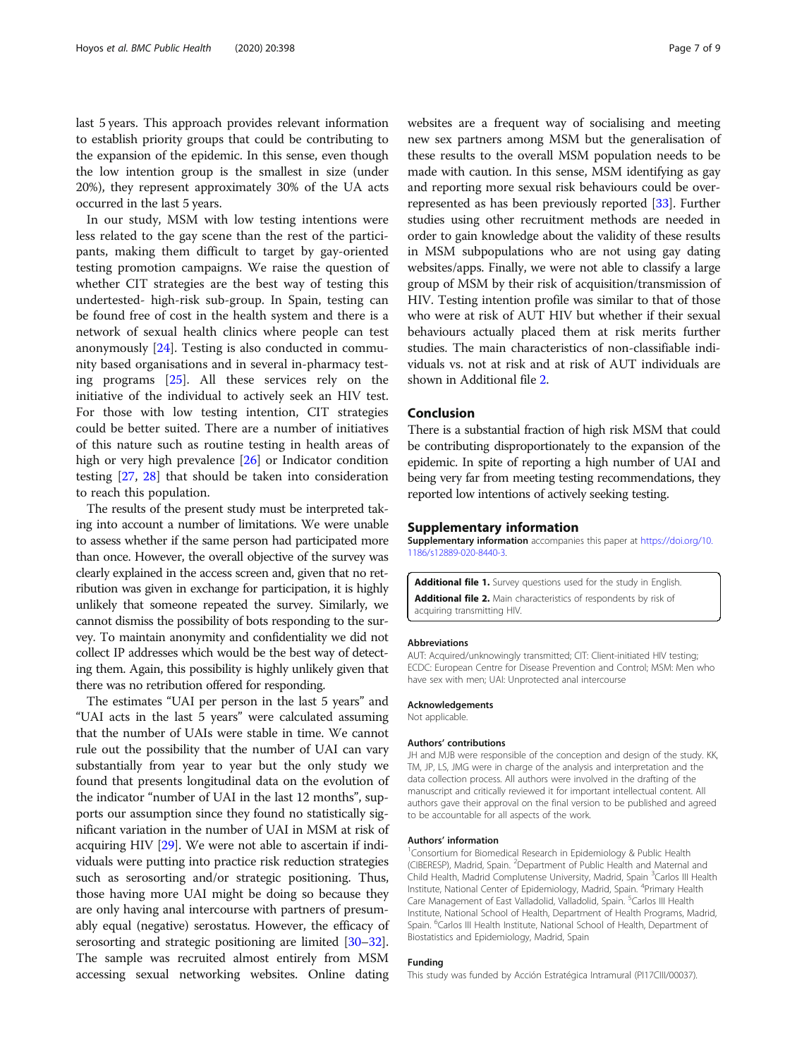last 5 years. This approach provides relevant information to establish priority groups that could be contributing to the expansion of the epidemic. In this sense, even though the low intention group is the smallest in size (under 20%), they represent approximately 30% of the UA acts occurred in the last 5 years.

In our study, MSM with low testing intentions were less related to the gay scene than the rest of the participants, making them difficult to target by gay-oriented testing promotion campaigns. We raise the question of whether CIT strategies are the best way of testing this undertested- high-risk sub-group. In Spain, testing can be found free of cost in the health system and there is a network of sexual health clinics where people can test anonymously [24]. Testing is also conducted in community based organisations and in several in-pharmacy testing programs [25]. All these services rely on the initiative of the individual to actively seek an HIV test. For those with low testing intention, CIT strategies could be better suited. There are a number of initiatives of this nature such as routine testing in health areas of high or very high prevalence [26] or Indicator condition testing [27, 28] that should be taken into consideration to reach this population.

The results of the present study must be interpreted taking into account a number of limitations. We were unable to assess whether if the same person had participated more than once. However, the overall objective of the survey was clearly explained in the access screen and, given that no retribution was given in exchange for participation, it is highly unlikely that someone repeated the survey. Similarly, we cannot dismiss the possibility of bots responding to the survey. To maintain anonymity and confidentiality we did not collect IP addresses which would be the best way of detecting them. Again, this possibility is highly unlikely given that there was no retribution offered for responding.

The estimates "UAI per person in the last 5 years" and "UAI acts in the last 5 years" were calculated assuming that the number of UAIs were stable in time. We cannot rule out the possibility that the number of UAI can vary substantially from year to year but the only study we found that presents longitudinal data on the evolution of the indicator "number of UAI in the last 12 months", supports our assumption since they found no statistically significant variation in the number of UAI in MSM at risk of acquiring HIV [29]. We were not able to ascertain if individuals were putting into practice risk reduction strategies such as serosorting and/or strategic positioning. Thus, those having more UAI might be doing so because they are only having anal intercourse with partners of presumably equal (negative) serostatus. However, the efficacy of serosorting and strategic positioning are limited [30–32]. The sample was recruited almost entirely from MSM accessing sexual networking websites. Online dating websites are a frequent way of socialising and meeting new sex partners among MSM but the generalisation of these results to the overall MSM population needs to be made with caution. In this sense, MSM identifying as gay and reporting more sexual risk behaviours could be overrepresented as has been previously reported [33]. Further studies using other recruitment methods are needed in order to gain knowledge about the validity of these results in MSM subpopulations who are not using gay dating websites/apps. Finally, we were not able to classify a large group of MSM by their risk of acquisition/transmission of HIV. Testing intention profile was similar to that of those who were at risk of AUT HIV but whether if their sexual behaviours actually placed them at risk merits further studies. The main characteristics of non-classifiable individuals vs. not at risk and at risk of AUT individuals are shown in Additional file 2.

## Conclusion

There is a substantial fraction of high risk MSM that could be contributing disproportionately to the expansion of the epidemic. In spite of reporting a high number of UAI and being very far from meeting testing recommendations, they reported low intentions of actively seeking testing.

## Supplementary information

**Supplementary information** accompanies this paper at https://doi.org/10.1186/s12889-020-8440-3.

**Additional file 1.** Survey questions used for the study in English.

**Additional file 2.** Main characteristics of respondents by risk of acquiring transmitting HIV.

#### Abbreviations

AUT: Acquired/unknowingly transmitted; CIT: Client-initiated HIV testing; ECDC: European Centre for Disease Prevention and Control; MSM: Men who have sex with men; UAI: Unprotected anal intercourse

#### Acknowledgements

Not applicable.

#### Authors' contributions

JH and MJB were responsible of the conception and design of the study. KK, TM, JP, LS, JMG were in charge of the analysis and interpretation and the data collection process. All authors were involved in the drafting of the manuscript and critically reviewed it for important intellectual content. All authors gave their approval on the final version to be published and agreed to be accountable for all aspects of the work.

#### Authors' information

[1]Consortium for Biomedical Research in Epidemiology & Public Health (CIBERESP), Madrid, Spain. [2]Department of Public Health and Maternal and Child Health, Madrid Complutense University, Madrid, Spain [3]Carlos III Health Institute, National Center of Epidemiology, Madrid, Spain. [4]Primary Health Care Management of East Valladolid, Valladolid, Spain. [5]Carlos III Health Institute, National School of Health, Department of Health Programs, Madrid, Spain. [6]Carlos III Health Institute, National School of Health, Department of Biostatistics and Epidemiology, Madrid, Spain

#### Funding

This study was funded by Acción Estratégica Intramural (PI17CIII/00037).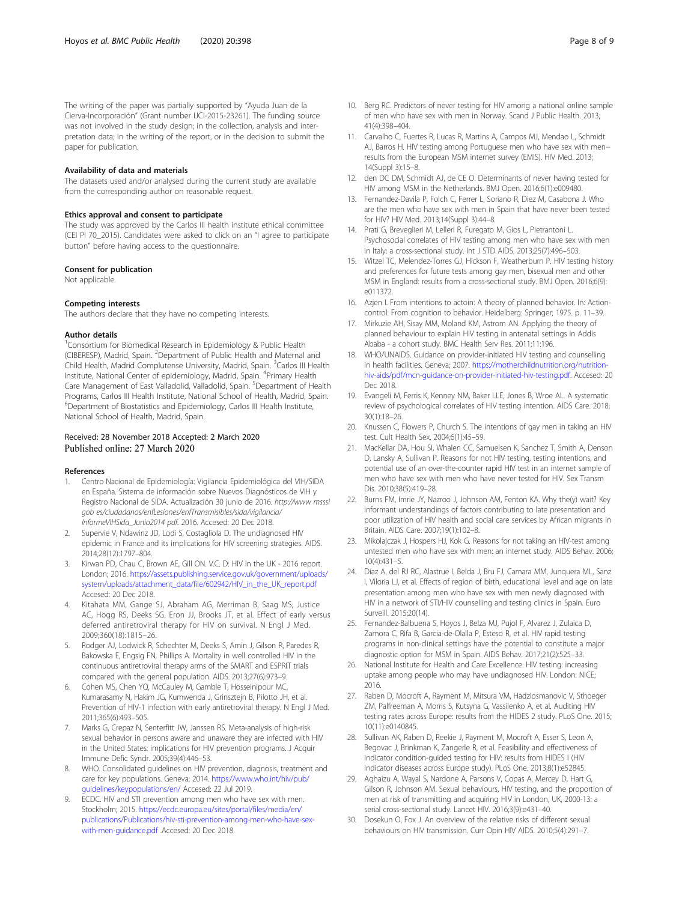The writing of the paper was partially supported by "Ayuda Juan de la Cierva-Incorporación" (Grant number IJCI-2015-23261). The funding source was not involved in the study design; in the collection, analysis and interpretation data; in the writing of the report, or in the decision to submit the paper for publication.

### Availability of data and materials

The datasets used and/or analysed during the current study are available from the corresponding author on reasonable request.

### Ethics approval and consent to participate

The study was approved by the Carlos III health institute ethical committee (CEI PI 70_2015). Candidates were asked to click on an "I agree to participate button" before having access to the questionnaire.

### Consent for publication

Not applicable.

### Competing interests

The authors declare that they have no competing interests.

### Author details

[1]Consortium for Biomedical Research in Epidemiology & Public Health (CIBERESP), Madrid, Spain. [2]Department of Public Health and Maternal and Child Health, Madrid Complutense University, Madrid, Spain. [3]Carlos III Health Institute, National Center of epidemiology, Madrid, Spain. [4]Primary Health Care Management of East Valladolid, Valladolid, Spain. [5]Department of Health Programs, Carlos III Health Institute, National School of Health, Madrid, Spain. [6]Department of Biostatistics and Epidemiology, Carlos III Health Institute, National School of Health, Madrid, Spain.

Received: 28 November 2018 Accepted: 2 March 2020
Published online: 27 March 2020

### References

1. Centro Nacional de Epidemiología: Vigilancia Epidemiológica del VIH/SIDA en España. Sistema de información sobre Nuevos Diagnósticos de VIH y Registro Nacional de SIDA. Actualización 30 junio de 2016. *http://www msssi gob es/ciudadanos/enfLesiones/enfTransmisibles/sida/vigilancia/InformeVIHSida_Junio2014 pdf*. 2016. Accesed: 20 Dec 2018.
2. Supervie V, Ndawinz JD, Lodi S, Costagliola D. The undiagnosed HIV epidemic in France and its implications for HIV screening strategies. AIDS. 2014;28(12):1797–804.
3. Kirwan PD, Chau C, Brown AE, Gill ON. V.C. D: HIV in the UK - 2016 report. London; 2016. https://assets.publishing.service.gov.uk/government/uploads/system/uploads/attachment_data/file/602942/HIV_in_the_UK_report.pdf Accesed: 20 Dec 2018.
4. Kitahata MM, Gange SJ, Abraham AG, Merriman B, Saag MS, Justice AC, Hogg RS, Deeks SG, Eron JJ, Brooks JT, et al. Effect of early versus deferred antiretroviral therapy for HIV on survival. N Engl J Med. 2009;360(18):1815–26.
5. Rodger AJ, Lodwick R, Schechter M, Deeks S, Amin J, Gilson R, Paredes R, Bakowska E, Engsig FN, Phillips A. Mortality in well controlled HIV in the continuous antiretroviral therapy arms of the SMART and ESPRIT trials compared with the general population. AIDS. 2013;27(6):973–9.
6. Cohen MS, Chen YQ, McCauley M, Gamble T, Hosseinipour MC, Kumarasamy N, Hakim JG, Kumwenda J, Grinsztejn B, Pilotto JH, et al. Prevention of HIV-1 infection with early antiretroviral therapy. N Engl J Med. 2011;365(6):493–505.
7. Marks G, Crepaz N, Senterfitt JW, Janssen RS. Meta-analysis of high-risk sexual behavior in persons aware and unaware they are infected with HIV in the United States: implications for HIV prevention programs. J Acquir Immune Defic Syndr. 2005;39(4):446–53.
8. WHO. Consolidated guidelines on HIV prevention, diagnosis, treatment and care for key populations. Geneva; 2014. https://www.who.int/hiv/pub/guidelines/keypopulations/en/ Accesed: 22 Jul 2019.
9. ECDC. HIV and STI prevention among men who have sex with men. Stockholm; 2015. https://ecdc.europa.eu/sites/portal/files/media/en/publications/Publications/hiv-sti-prevention-among-men-who-have-sex-with-men-guidance.pdf .Accesed: 20 Dec 2018.
10. Berg RC. Predictors of never testing for HIV among a national online sample of men who have sex with men in Norway. Scand J Public Health. 2013;41(4):398–404.
11. Carvalho C, Fuertes R, Lucas R, Martins A, Campos MJ, Mendao L, Schmidt AJ, Barros H. HIV testing among Portuguese men who have sex with men--results from the European MSM internet survey (EMIS). HIV Med. 2013;14(Suppl 3):15–8.
12. den DC DM, Schmidt AJ, de CE O. Determinants of never having tested for HIV among MSM in the Netherlands. BMJ Open. 2016;6(1):e009480.
13. Fernandez-Davila P, Folch C, Ferrer L, Soriano R, Diez M, Casabona J. Who are the men who have sex with men in Spain that have never been tested for HIV? HIV Med. 2013;14(Suppl 3):44–8.
14. Prati G, Breveglieri M, Lelleri R, Furegato M, Gios L, Pietrantoni L. Psychosocial correlates of HIV testing among men who have sex with men in Italy: a cross-sectional study. Int J STD AIDS. 2013;25(7):496–503.
15. Witzel TC, Melendez-Torres GJ, Hickson F, Weatherburn P. HIV testing history and preferences for future tests among gay men, bisexual men and other MSM in England: results from a cross-sectional study. BMJ Open. 2016;6(9):e011372.
16. Azjen I. From intentions to actoin: A theory of planned behavior. In: Action-control: From cognition to behavior. Heidelberg: Springer; 1975. p. 11–39.
17. Mirkuzie AH, Sisay MM, Moland KM, Astrom AN. Applying the theory of planned behaviour to explain HIV testing in antenatal settings in Addis Ababa - a cohort study. BMC Health Serv Res. 2011;11:196.
18. WHO/UNAIDS. Guidance on provider-initiated HIV testing and counselling in health facilities. Geneva; 2007. https://motherchildnutrition.org/nutrition-hiv-aids/pdf/mcn-guidance-on-provider-initiated-hiv-testing.pdf. Accesed: 20 Dec 2018.
19. Evangeli M, Ferris K, Kenney NM, Baker LLE, Jones B, Wroe AL. A systematic review of psychological correlates of HIV testing intention. AIDS Care. 2018;30(1):18–26.
20. Knussen C, Flowers P, Church S. The intentions of gay men in taking an HIV test. Cult Health Sex. 2004;6(1):45–59.
21. MacKellar DA, Hou SI, Whalen CC, Samuelsen K, Sanchez T, Smith A, Denson D, Lansky A, Sullivan P. Reasons for not HIV testing, testing intentions, and potential use of an over-the-counter rapid HIV test in an internet sample of men who have sex with men who have never tested for HIV. Sex Transm Dis. 2010;38(5):419–28.
22. Burns FM, Imrie JY, Nazroo J, Johnson AM, Fenton KA. Why the(y) wait? Key informant understandings of factors contributing to late presentation and poor utilization of HIV health and social care services by African migrants in Britain. AIDS Care. 2007;19(1):102–8.
23. Mikolajczak J, Hospers HJ, Kok G. Reasons for not taking an HIV-test among untested men who have sex with men: an internet study. AIDS Behav. 2006;10(4):431–5.
24. Diaz A, del RJ RC, Alastrue I, Belda J, Bru FJ, Camara MM, Junquera ML, Sanz I, Viloria LJ, et al. Effects of region of birth, educational level and age on late presentation among men who have sex with men newly diagnosed with HIV in a network of STI/HIV counselling and testing clinics in Spain. Euro Surveill. 2015;20(14).
25. Fernandez-Balbuena S, Hoyos J, Belza MJ, Pujol F, Alvarez J, Zulaica D, Zamora C, Rifa B, Garcia-de-Olalla P, Esteso R, et al. HIV rapid testing programs in non-clinical settings have the potential to constitute a major diagnostic option for MSM in Spain. AIDS Behav. 2017;21(2):525–33.
26. National Institute for Health and Care Excellence. HIV testing: increasing uptake among people who may have undiagnosed HIV. London: NICE; 2016.
27. Raben D, Mocroft A, Rayment M, Mitsura VM, Hadziosmanovic V, Sthoeger ZM, Palfreeman A, Morris S, Kutsyna G, Vassilenko A, et al. Auditing HIV testing rates across Europe: results from the HIDES 2 study. PLoS One. 2015;10(11):e0140845.
28. Sullivan AK, Raben D, Reekie J, Rayment M, Mocroft A, Esser S, Leon A, Begovac J, Brinkman K, Zangerle R, et al. Feasibility and effectiveness of indicator condition-guided testing for HIV: results from HIDES I (HIV indicator diseases across Europe study). PLoS One. 2013;8(1):e52845.
29. Aghaizu A, Wayal S, Nardone A, Parsons V, Copas A, Mercey D, Hart G, Gilson R, Johnson AM. Sexual behaviours, HIV testing, and the proportion of men at risk of transmitting and acquiring HIV in London, UK, 2000-13: a serial cross-sectional study. Lancet HIV. 2016;3(9):e431–40.
30. Dosekun O, Fox J. An overview of the relative risks of different sexual behaviours on HIV transmission. Curr Opin HIV AIDS. 2010;5(4):291–7.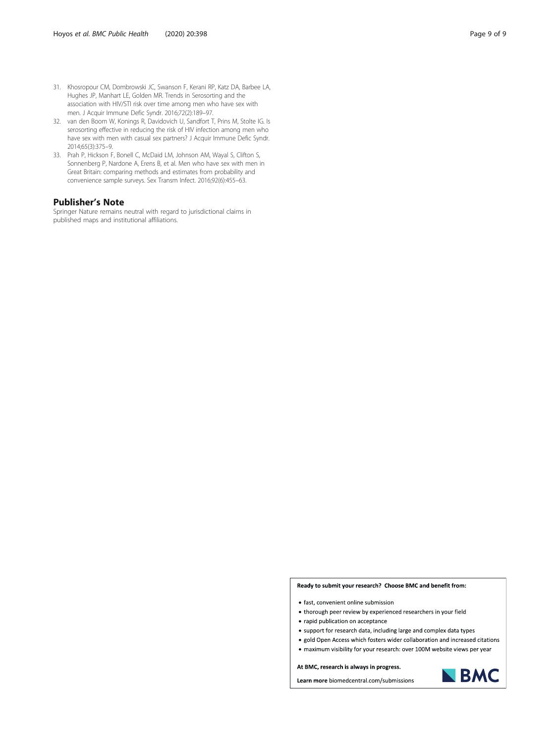31. Khosropour CM, Dombrowski JC, Swanson F, Kerani RP, Katz DA, Barbee LA, Hughes JP, Manhart LE, Golden MR. Trends in Serosorting and the association with HIV/STI risk over time among men who have sex with men. J Acquir Immune Defic Syndr. 2016;72(2):189–97.
32. van den Boom W, Konings R, Davidovich U, Sandfort T, Prins M, Stolte IG. Is serosorting effective in reducing the risk of HIV infection among men who have sex with men with casual sex partners? J Acquir Immune Defic Syndr. 2014;65(3):375–9.
33. Prah P, Hickson F, Bonell C, McDaid LM, Johnson AM, Wayal S, Clifton S, Sonnenberg P, Nardone A, Erens B, et al. Men who have sex with men in Great Britain: comparing methods and estimates from probability and convenience sample surveys. Sex Transm Infect. 2016;92(6):455–63.

## Publisher's Note

Springer Nature remains neutral with regard to jurisdictional claims in published maps and institutional affiliations.

**Ready to submit your research? Choose BMC and benefit from:**

- fast, convenient online submission
- thorough peer review by experienced researchers in your field
- rapid publication on acceptance
- support for research data, including large and complex data types
- gold Open Access which fosters wider collaboration and increased citations
- maximum visibility for your research: over 100M website views per year

**At BMC, research is always in progress.**

**Learn more** biomedcentral.com/submissions